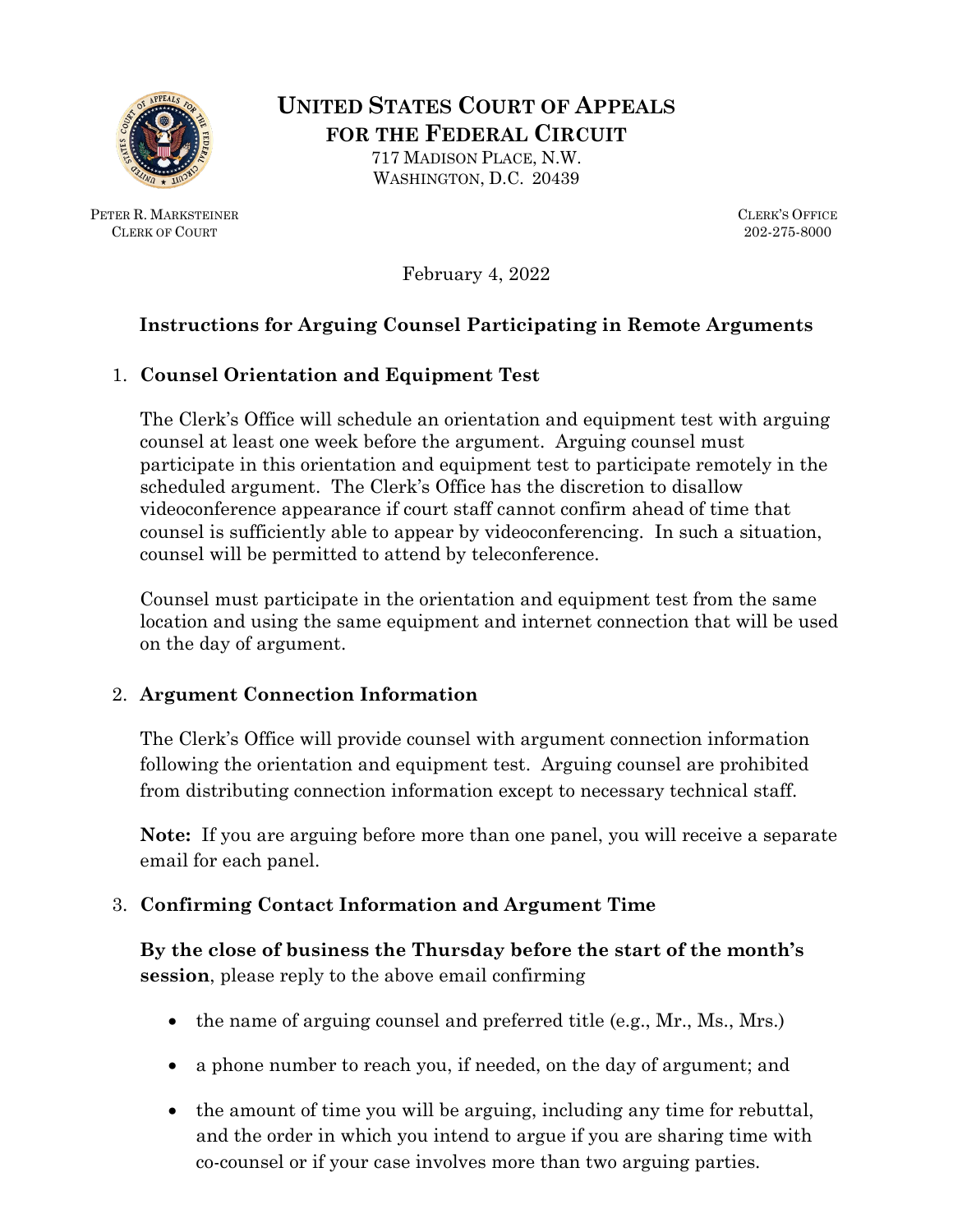# UNITED STATES COURT OF APPEALS FOR THE FEDERAL CIRCUIT

717 MADISON PLACE, N.W.
WASHINGTON, D.C. 20439

PETER R. MARKSTEINER
CLERK OF COURT

CLERK'S OFFICE
202-275-8000

February 4, 2022

## Instructions for Arguing Counsel Participating in Remote Arguments

1. **Counsel Orientation and Equipment Test**

   The Clerk's Office will schedule an orientation and equipment test with arguing counsel at least one week before the argument. Arguing counsel must participate in this orientation and equipment test to participate remotely in the scheduled argument. The Clerk's Office has the discretion to disallow videoconference appearance if court staff cannot confirm ahead of time that counsel is sufficiently able to appear by videoconferencing. In such a situation, counsel will be permitted to attend by teleconference.

   Counsel must participate in the orientation and equipment test from the same location and using the same equipment and internet connection that will be used on the day of argument.

2. **Argument Connection Information**

   The Clerk's Office will provide counsel with argument connection information following the orientation and equipment test. Arguing counsel are prohibited from distributing connection information except to necessary technical staff.

   **Note:** If you are arguing before more than one panel, you will receive a separate email for each panel.

3. **Confirming Contact Information and Argument Time**

   **By the close of business the Thursday before the start of the month's session**, please reply to the above email confirming

   - the name of arguing counsel and preferred title (e.g., Mr., Ms., Mrs.)
   - a phone number to reach you, if needed, on the day of argument; and
   - the amount of time you will be arguing, including any time for rebuttal, and the order in which you intend to argue if you are sharing time with co-counsel or if your case involves more than two arguing parties.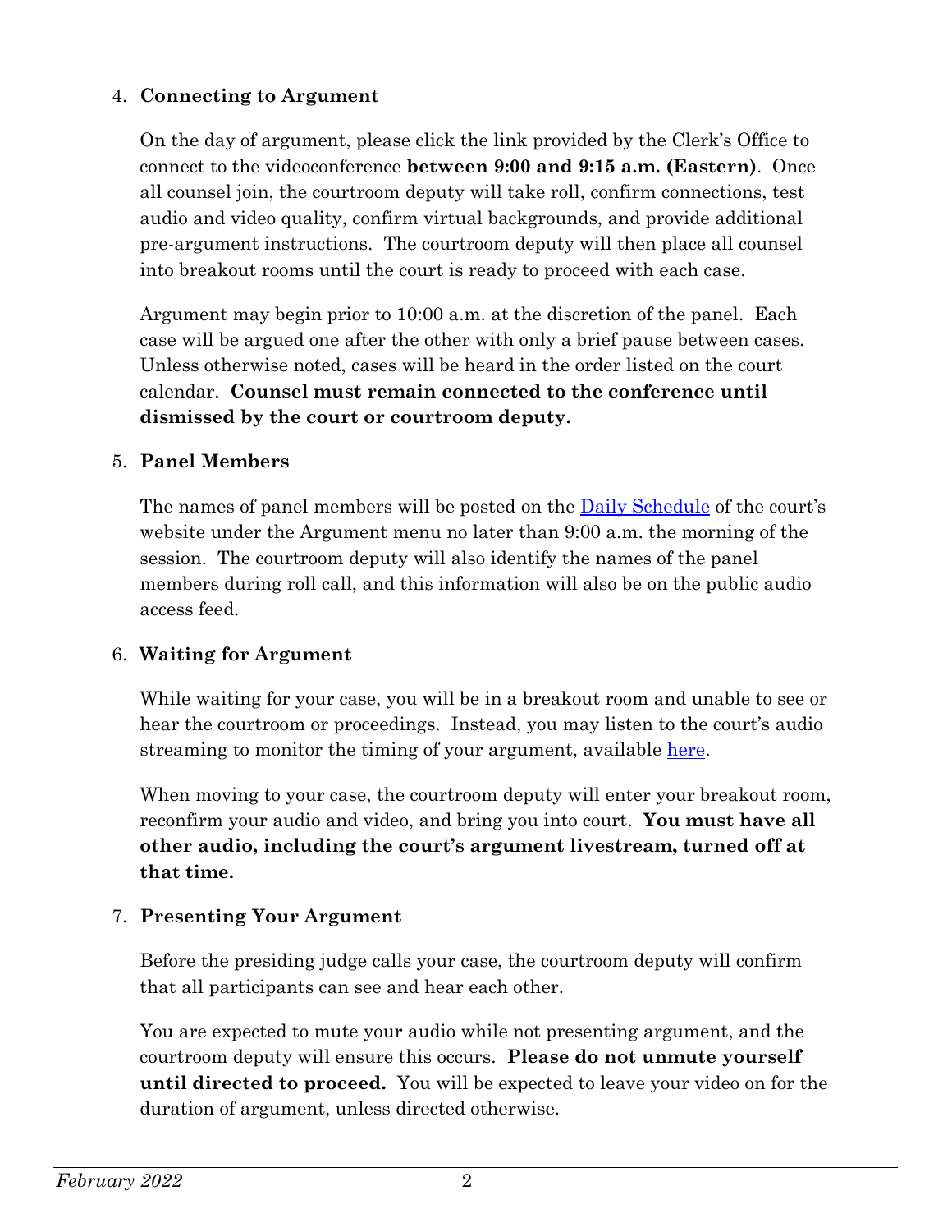4. **Connecting to Argument**

   On the day of argument, please click the link provided by the Clerk's Office to connect to the videoconference **between 9:00 and 9:15 a.m. (Eastern)**. Once all counsel join, the courtroom deputy will take roll, confirm connections, test audio and video quality, confirm virtual backgrounds, and provide additional pre-argument instructions. The courtroom deputy will then place all counsel into breakout rooms until the court is ready to proceed with each case.

   Argument may begin prior to 10:00 a.m. at the discretion of the panel. Each case will be argued one after the other with only a brief pause between cases. Unless otherwise noted, cases will be heard in the order listed on the court calendar. **Counsel must remain connected to the conference until dismissed by the court or courtroom deputy.**

5. **Panel Members**

   The names of panel members will be posted on the Daily Schedule of the court's website under the Argument menu no later than 9:00 a.m. the morning of the session. The courtroom deputy will also identify the names of the panel members during roll call, and this information will also be on the public audio access feed.

6. **Waiting for Argument**

   While waiting for your case, you will be in a breakout room and unable to see or hear the courtroom or proceedings. Instead, you may listen to the court's audio streaming to monitor the timing of your argument, available here.

   When moving to your case, the courtroom deputy will enter your breakout room, reconfirm your audio and video, and bring you into court. **You must have all other audio, including the court's argument livestream, turned off at that time.**

7. **Presenting Your Argument**

   Before the presiding judge calls your case, the courtroom deputy will confirm that all participants can see and hear each other.

   You are expected to mute your audio while not presenting argument, and the courtroom deputy will ensure this occurs. **Please do not unmute yourself until directed to proceed.** You will be expected to leave your video on for the duration of argument, unless directed otherwise.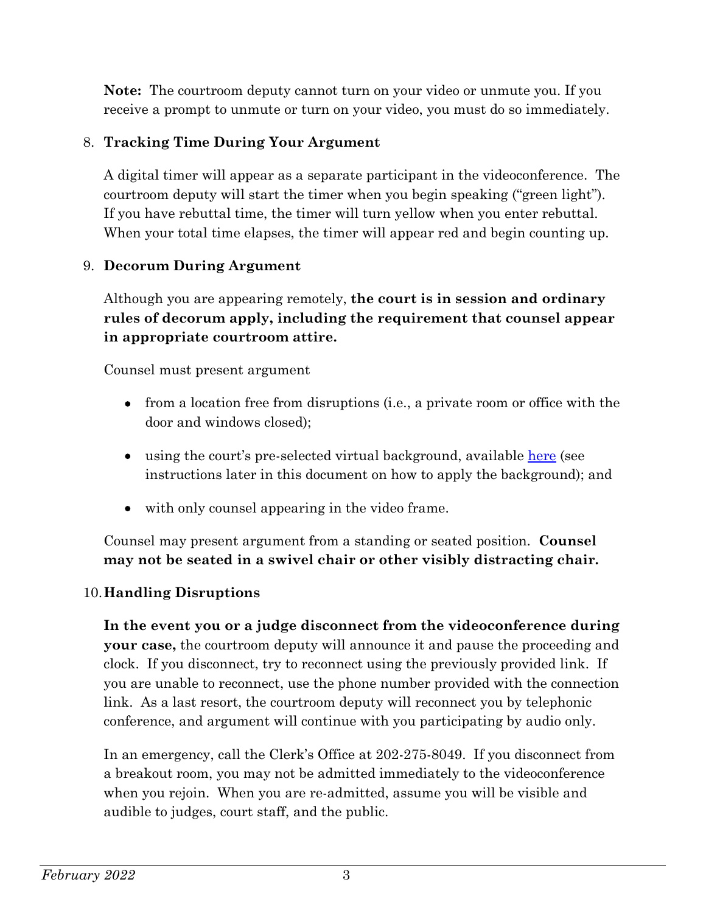**Note:** The courtroom deputy cannot turn on your video or unmute you. If you receive a prompt to unmute or turn on your video, you must do so immediately.

8. **Tracking Time During Your Argument**

   A digital timer will appear as a separate participant in the videoconference. The courtroom deputy will start the timer when you begin speaking ("green light"). If you have rebuttal time, the timer will turn yellow when you enter rebuttal. When your total time elapses, the timer will appear red and begin counting up.

9. **Decorum During Argument**

   Although you are appearing remotely, **the court is in session and ordinary rules of decorum apply, including the requirement that counsel appear in appropriate courtroom attire.**

   Counsel must present argument

   - from a location free from disruptions (i.e., a private room or office with the door and windows closed);
   - using the court's pre-selected virtual background, available here (see instructions later in this document on how to apply the background); and
   - with only counsel appearing in the video frame.

   Counsel may present argument from a standing or seated position. **Counsel may not be seated in a swivel chair or other visibly distracting chair.**

10. **Handling Disruptions**

    **In the event you or a judge disconnect from the videoconference during your case,** the courtroom deputy will announce it and pause the proceeding and clock. If you disconnect, try to reconnect using the previously provided link. If you are unable to reconnect, use the phone number provided with the connection link. As a last resort, the courtroom deputy will reconnect you by telephonic conference, and argument will continue with you participating by audio only.

    In an emergency, call the Clerk's Office at 202-275-8049. If you disconnect from a breakout room, you may not be admitted immediately to the videoconference when you rejoin. When you are re-admitted, assume you will be visible and audible to judges, court staff, and the public.

*February 2022*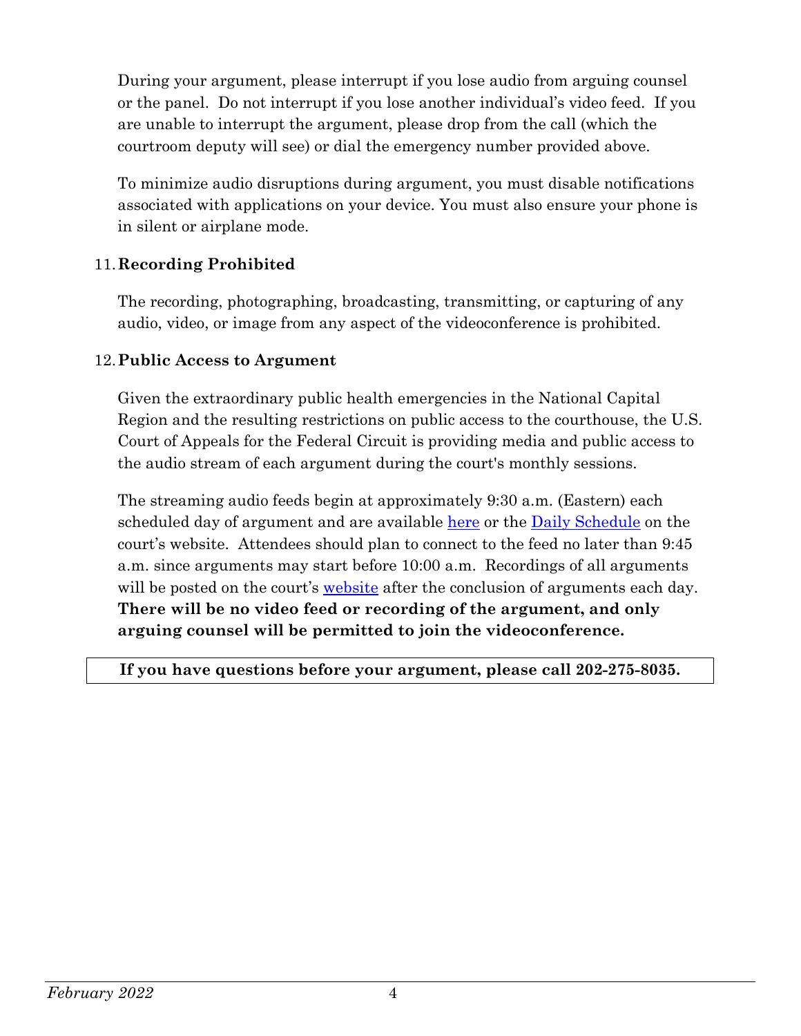During your argument, please interrupt if you lose audio from arguing counsel or the panel. Do not interrupt if you lose another individual's video feed. If you are unable to interrupt the argument, please drop from the call (which the courtroom deputy will see) or dial the emergency number provided above.

To minimize audio disruptions during argument, you must disable notifications associated with applications on your device. You must also ensure your phone is in silent or airplane mode.

11. **Recording Prohibited**

The recording, photographing, broadcasting, transmitting, or capturing of any audio, video, or image from any aspect of the videoconference is prohibited.

12. **Public Access to Argument**

Given the extraordinary public health emergencies in the National Capital Region and the resulting restrictions on public access to the courthouse, the U.S. Court of Appeals for the Federal Circuit is providing media and public access to the audio stream of each argument during the court's monthly sessions.

The streaming audio feeds begin at approximately 9:30 a.m. (Eastern) each scheduled day of argument and are available here or the Daily Schedule on the court's website. Attendees should plan to connect to the feed no later than 9:45 a.m. since arguments may start before 10:00 a.m. Recordings of all arguments will be posted on the court's website after the conclusion of arguments each day. **There will be no video feed or recording of the argument, and only arguing counsel will be permitted to join the videoconference.**

**If you have questions before your argument, please call 202-275-8035.**

*February 2022*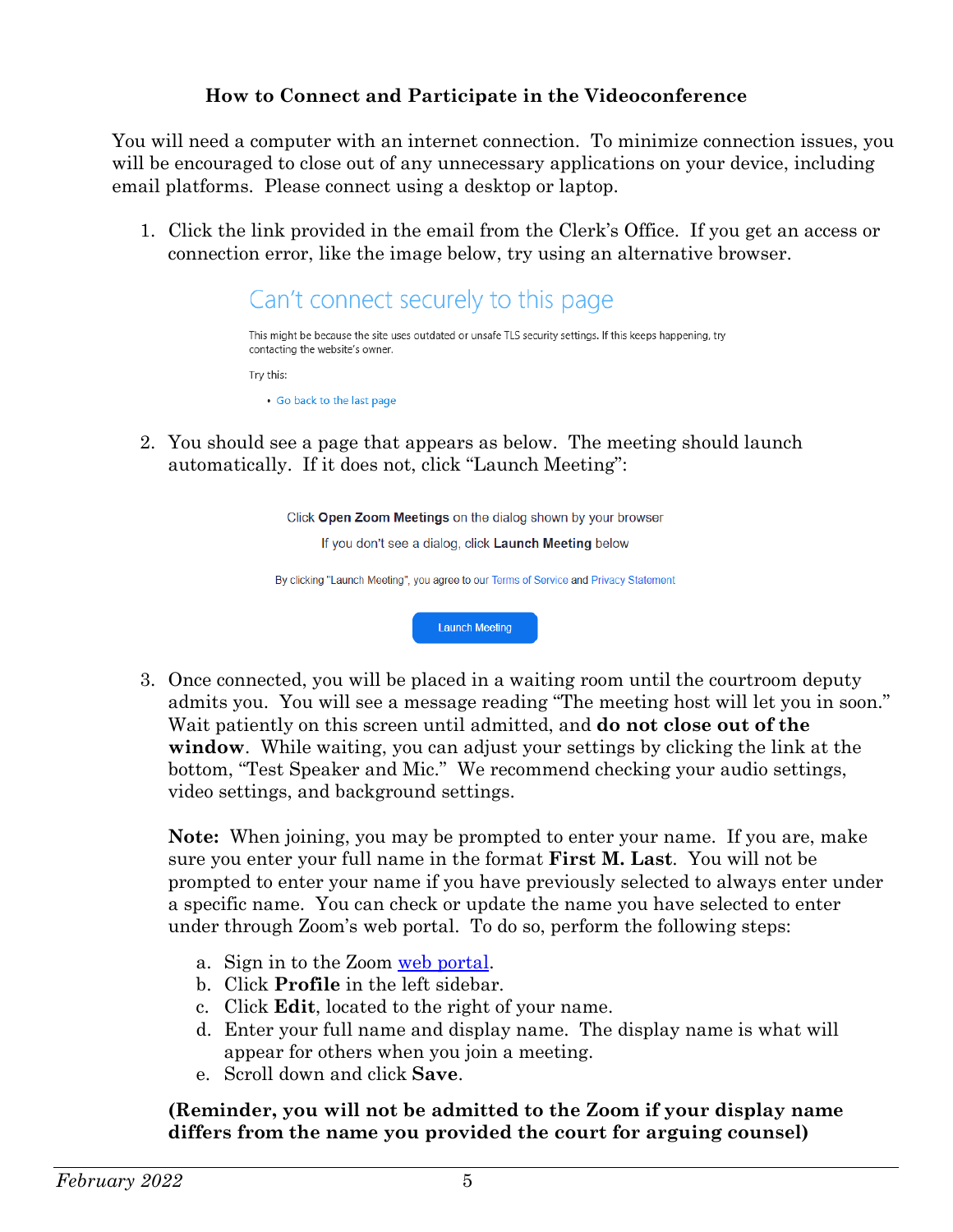## How to Connect and Participate in the Videoconference

You will need a computer with an internet connection. To minimize connection issues, you will be encouraged to close out of any unnecessary applications on your device, including email platforms. Please connect using a desktop or laptop.

1. Click the link provided in the email from the Clerk's Office. If you get an access or connection error, like the image below, try using an alternative browser.

   Can't connect securely to this page

   This might be because the site uses outdated or unsafe TLS security settings. If this keeps happening, try contacting the website's owner.

   Try this:

   - Go back to the last page

2. You should see a page that appears as below. The meeting should launch automatically. If it does not, click "Launch Meeting":

   Click **Open Zoom Meetings** on the dialog shown by your browser

   If you don't see a dialog, click **Launch Meeting** below

   By clicking "Launch Meeting", you agree to our Terms of Service and Privacy Statement

   Launch Meeting

3. Once connected, you will be placed in a waiting room until the courtroom deputy admits you. You will see a message reading "The meeting host will let you in soon." Wait patiently on this screen until admitted, and **do not close out of the window**. While waiting, you can adjust your settings by clicking the link at the bottom, "Test Speaker and Mic." We recommend checking your audio settings, video settings, and background settings.

   **Note:** When joining, you may be prompted to enter your name. If you are, make sure you enter your full name in the format **First M. Last**. You will not be prompted to enter your name if you have previously selected to always enter under a specific name. You can check or update the name you have selected to enter under through Zoom's web portal. To do so, perform the following steps:

   a. Sign in to the Zoom web portal.
   b. Click **Profile** in the left sidebar.
   c. Click **Edit**, located to the right of your name.
   d. Enter your full name and display name. The display name is what will appear for others when you join a meeting.
   e. Scroll down and click **Save**.

   **(Reminder, you will not be admitted to the Zoom if your display name differs from the name you provided the court for arguing counsel)**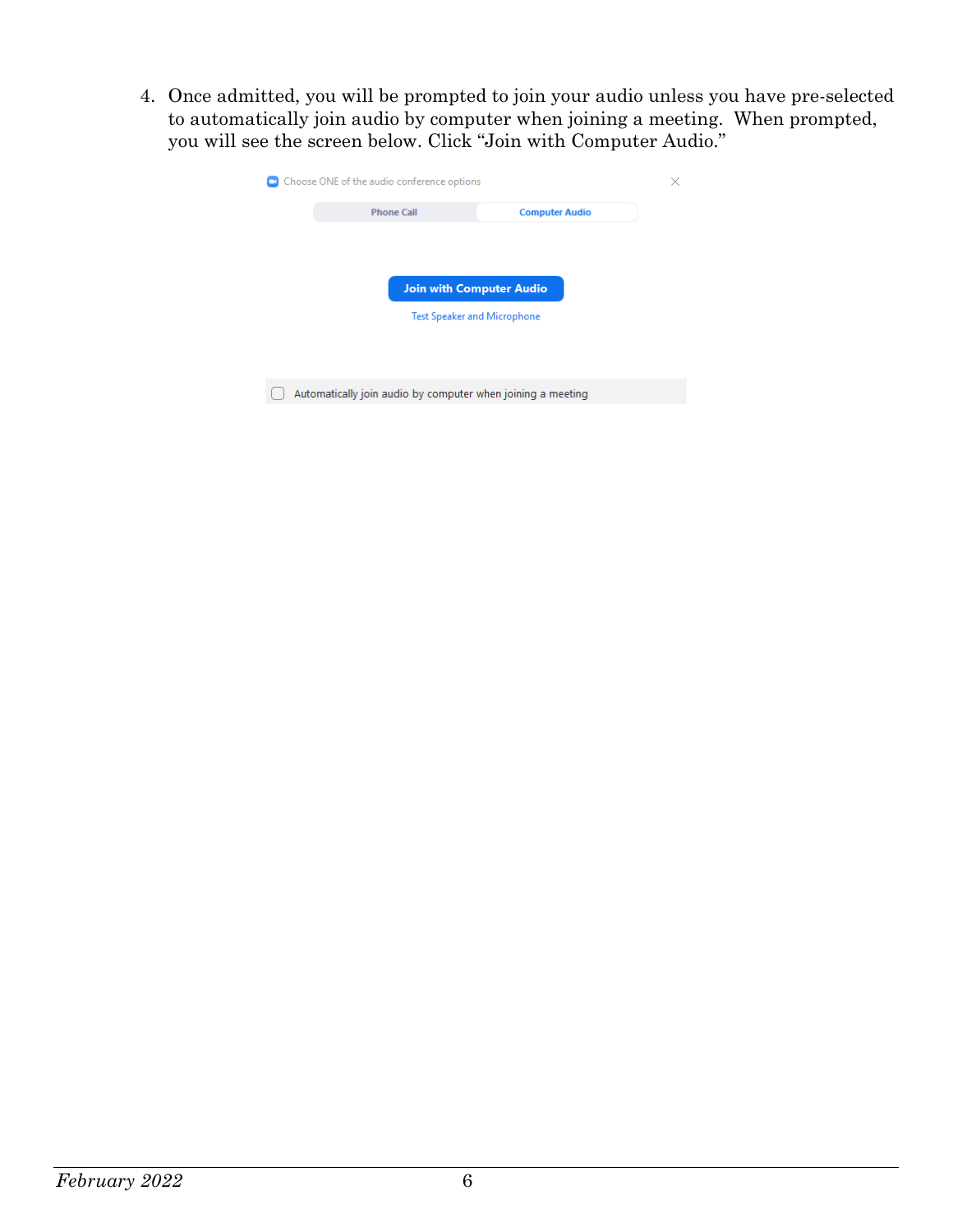4. Once admitted, you will be prompted to join your audio unless you have pre-selected to automatically join audio by computer when joining a meeting. When prompted, you will see the screen below. Click "Join with Computer Audio."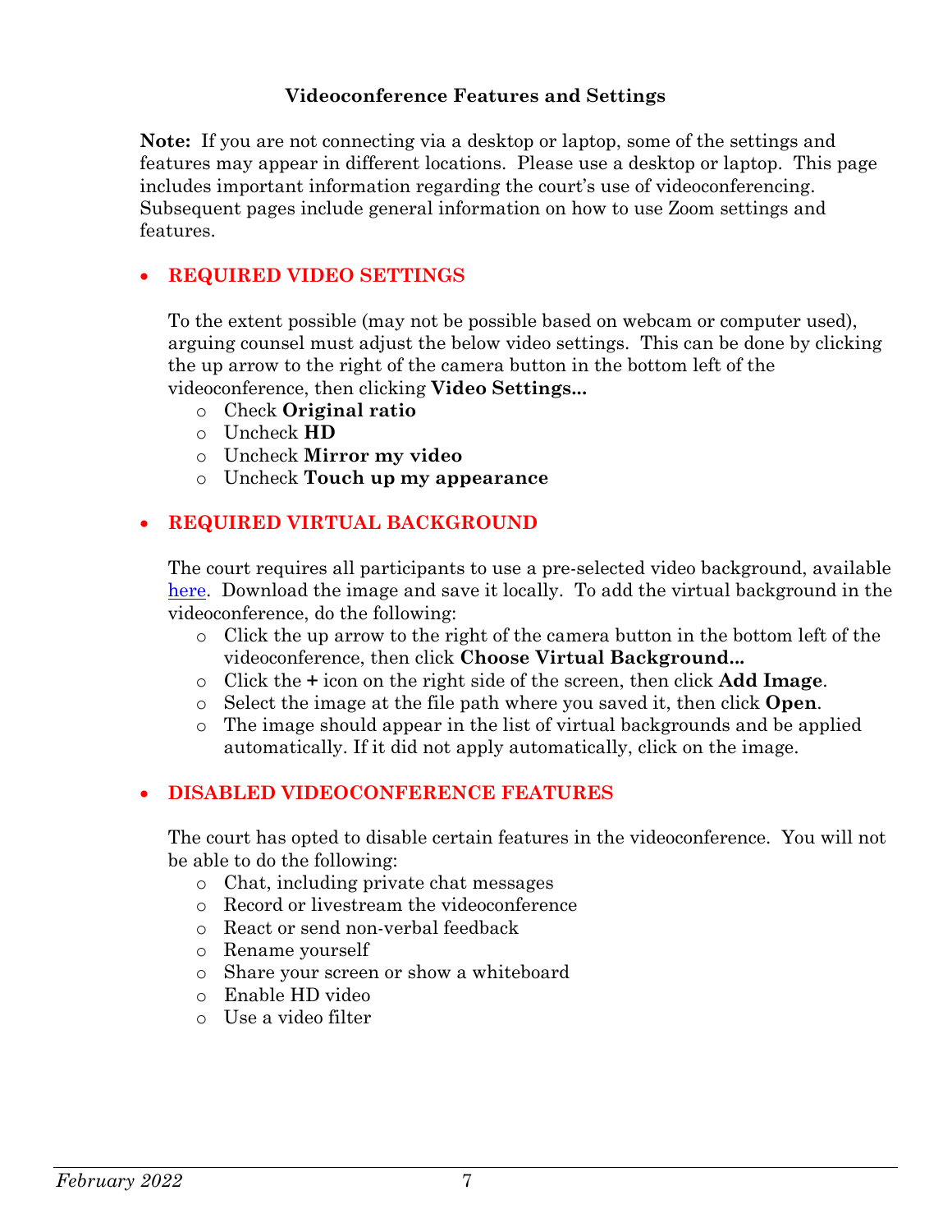## Videoconference Features and Settings

**Note:** If you are not connecting via a desktop or laptop, some of the settings and features may appear in different locations. Please use a desktop or laptop. This page includes important information regarding the court's use of videoconferencing. Subsequent pages include general information on how to use Zoom settings and features.

- **REQUIRED VIDEO SETTINGS**

  To the extent possible (may not be possible based on webcam or computer used), arguing counsel must adjust the below video settings. This can be done by clicking the up arrow to the right of the camera button in the bottom left of the videoconference, then clicking **Video Settings...**
  - Check **Original ratio**
  - Uncheck **HD**
  - Uncheck **Mirror my video**
  - Uncheck **Touch up my appearance**

- **REQUIRED VIRTUAL BACKGROUND**

  The court requires all participants to use a pre-selected video background, available here. Download the image and save it locally. To add the virtual background in the videoconference, do the following:
  - Click the up arrow to the right of the camera button in the bottom left of the videoconference, then click **Choose Virtual Background...**
  - Click the **+** icon on the right side of the screen, then click **Add Image**.
  - Select the image at the file path where you saved it, then click **Open**.
  - The image should appear in the list of virtual backgrounds and be applied automatically. If it did not apply automatically, click on the image.

- **DISABLED VIDEOCONFERENCE FEATURES**

  The court has opted to disable certain features in the videoconference. You will not be able to do the following:
  - Chat, including private chat messages
  - Record or livestream the videoconference
  - React or send non-verbal feedback
  - Rename yourself
  - Share your screen or show a whiteboard
  - Enable HD video
  - Use a video filter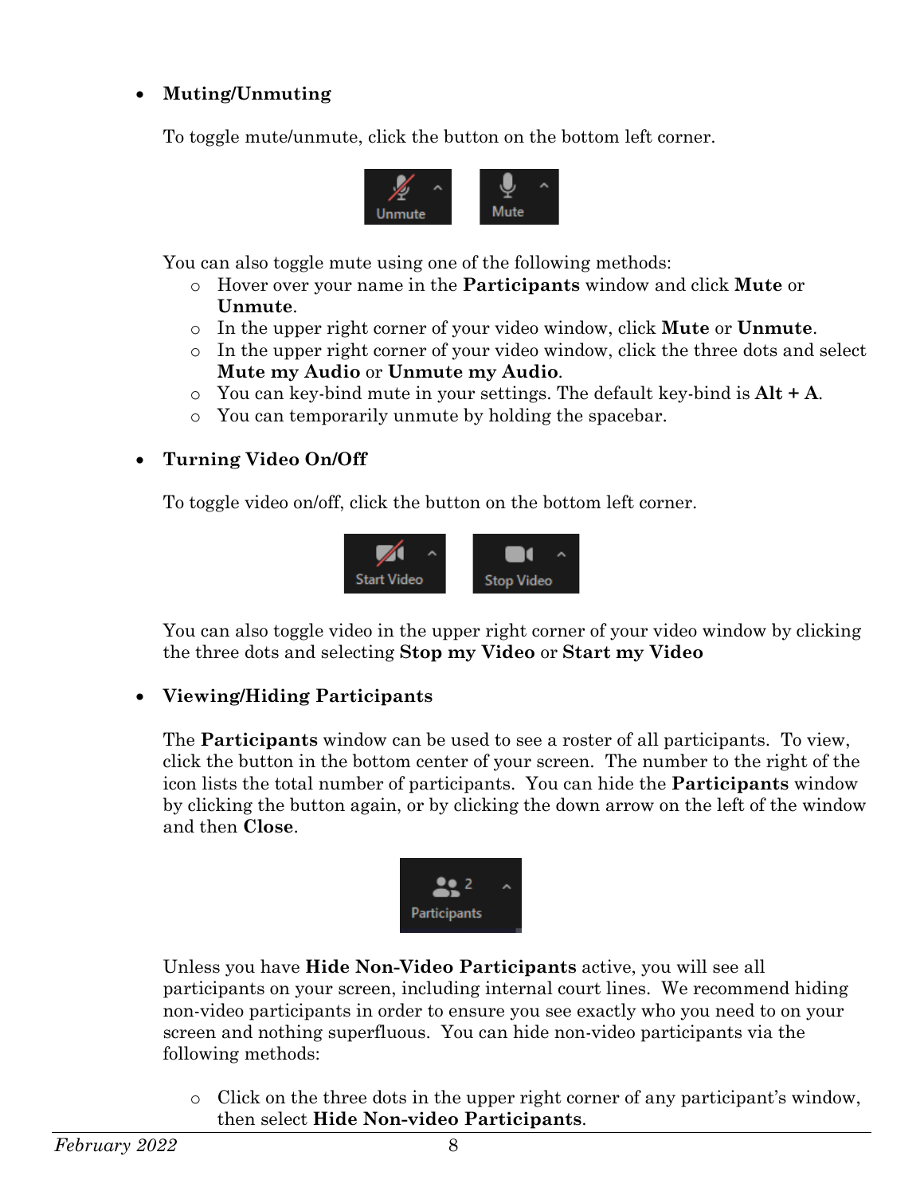- **Muting/Unmuting**

  To toggle mute/unmute, click the button on the bottom left corner.

  Unmute    Mute

  You can also toggle mute using one of the following methods:
  - Hover over your name in the **Participants** window and click **Mute** or **Unmute**.
  - In the upper right corner of your video window, click **Mute** or **Unmute**.
  - In the upper right corner of your video window, click the three dots and select **Mute my Audio** or **Unmute my Audio**.
  - You can key-bind mute in your settings. The default key-bind is **Alt + A**.
  - You can temporarily unmute by holding the spacebar.

- **Turning Video On/Off**

  To toggle video on/off, click the button on the bottom left corner.

  Start Video    Stop Video

  You can also toggle video in the upper right corner of your video window by clicking the three dots and selecting **Stop my Video** or **Start my Video**

- **Viewing/Hiding Participants**

  The **Participants** window can be used to see a roster of all participants. To view, click the button in the bottom center of your screen. The number to the right of the icon lists the total number of participants. You can hide the **Participants** window by clicking the button again, or by clicking the down arrow on the left of the window and then **Close**.

  2 Participants

  Unless you have **Hide Non-Video Participants** active, you will see all participants on your screen, including internal court lines. We recommend hiding non-video participants in order to ensure you see exactly who you need to on your screen and nothing superfluous. You can hide non-video participants via the following methods:

  - Click on the three dots in the upper right corner of any participant's window, then select **Hide Non-video Participants**.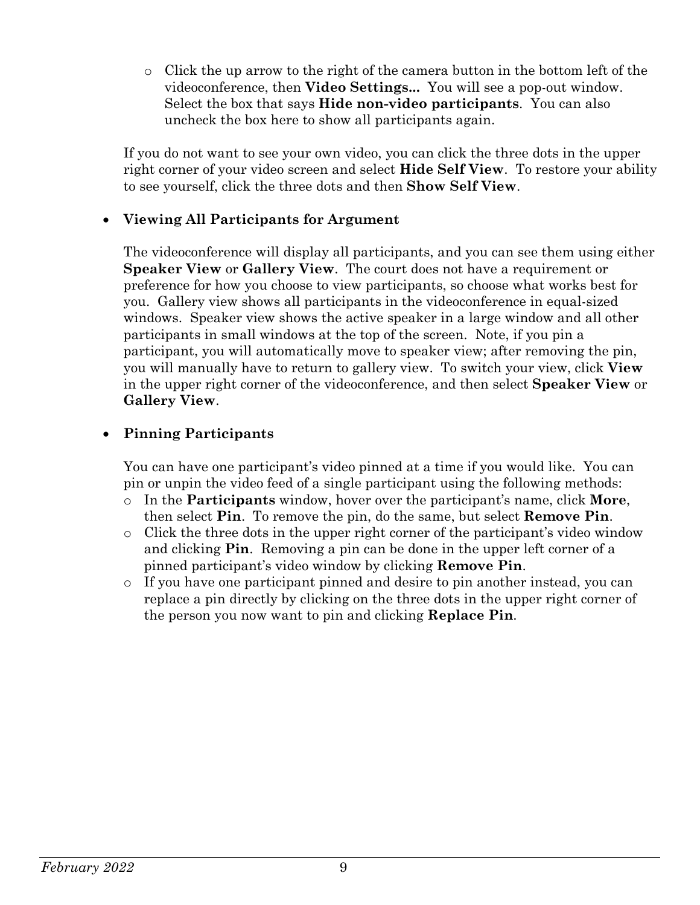- Click the up arrow to the right of the camera button in the bottom left of the videoconference, then **Video Settings...** You will see a pop-out window. Select the box that says **Hide non-video participants**. You can also uncheck the box here to show all participants again.

If you do not want to see your own video, you can click the three dots in the upper right corner of your video screen and select **Hide Self View**. To restore your ability to see yourself, click the three dots and then **Show Self View**.

- **Viewing All Participants for Argument**

  The videoconference will display all participants, and you can see them using either **Speaker View** or **Gallery View**. The court does not have a requirement or preference for how you choose to view participants, so choose what works best for you. Gallery view shows all participants in the videoconference in equal-sized windows. Speaker view shows the active speaker in a large window and all other participants in small windows at the top of the screen. Note, if you pin a participant, you will automatically move to speaker view; after removing the pin, you will manually have to return to gallery view. To switch your view, click **View** in the upper right corner of the videoconference, and then select **Speaker View** or **Gallery View**.

- **Pinning Participants**

  You can have one participant's video pinned at a time if you would like. You can pin or unpin the video feed of a single participant using the following methods:

  - In the **Participants** window, hover over the participant's name, click **More**, then select **Pin**. To remove the pin, do the same, but select **Remove Pin**.
  - Click the three dots in the upper right corner of the participant's video window and clicking **Pin**. Removing a pin can be done in the upper left corner of a pinned participant's video window by clicking **Remove Pin**.
  - If you have one participant pinned and desire to pin another instead, you can replace a pin directly by clicking on the three dots in the upper right corner of the person you now want to pin and clicking **Replace Pin**.